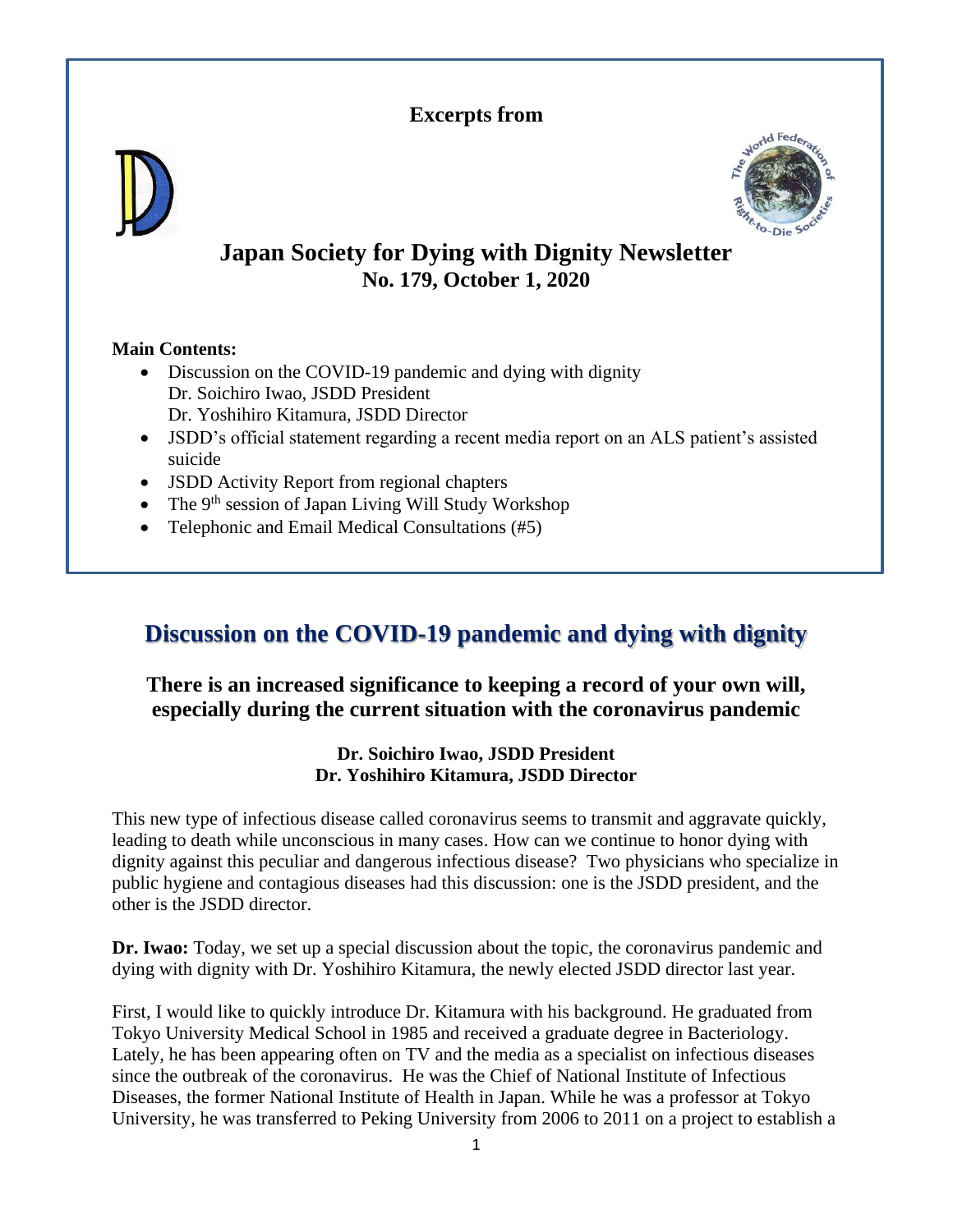**Excerpts from**

# Japan Society for Dying with Dignity Newsletter

## No. 179, October 1, 2020

**Main Contents:**

- Discussion on the COVID-19 pandemic and dying with dignity
  Dr. Soichiro Iwao, JSDD President
  Dr. Yoshihiro Kitamura, JSDD Director
- JSDD's official statement regarding a recent media report on an ALS patient's assisted suicide
- JSDD Activity Report from regional chapters
- The 9th session of Japan Living Will Study Workshop
- Telephonic and Email Medical Consultations (#5)

# Discussion on the COVID-19 pandemic and dying with dignity

## There is an increased significance to keeping a record of your own will, especially during the current situation with the coronavirus pandemic

**Dr. Soichiro Iwao, JSDD President**
**Dr. Yoshihiro Kitamura, JSDD Director**

This new type of infectious disease called coronavirus seems to transmit and aggravate quickly, leading to death while unconscious in many cases. How can we continue to honor dying with dignity against this peculiar and dangerous infectious disease? Two physicians who specialize in public hygiene and contagious diseases had this discussion: one is the JSDD president, and the other is the JSDD director.

**Dr. Iwao:** Today, we set up a special discussion about the topic, the coronavirus pandemic and dying with dignity with Dr. Yoshihiro Kitamura, the newly elected JSDD director last year.

First, I would like to quickly introduce Dr. Kitamura with his background. He graduated from Tokyo University Medical School in 1985 and received a graduate degree in Bacteriology. Lately, he has been appearing often on TV and the media as a specialist on infectious diseases since the outbreak of the coronavirus. He was the Chief of National Institute of Infectious Diseases, the former National Institute of Health in Japan. While he was a professor at Tokyo University, he was transferred to Peking University from 2006 to 2011 on a project to establish a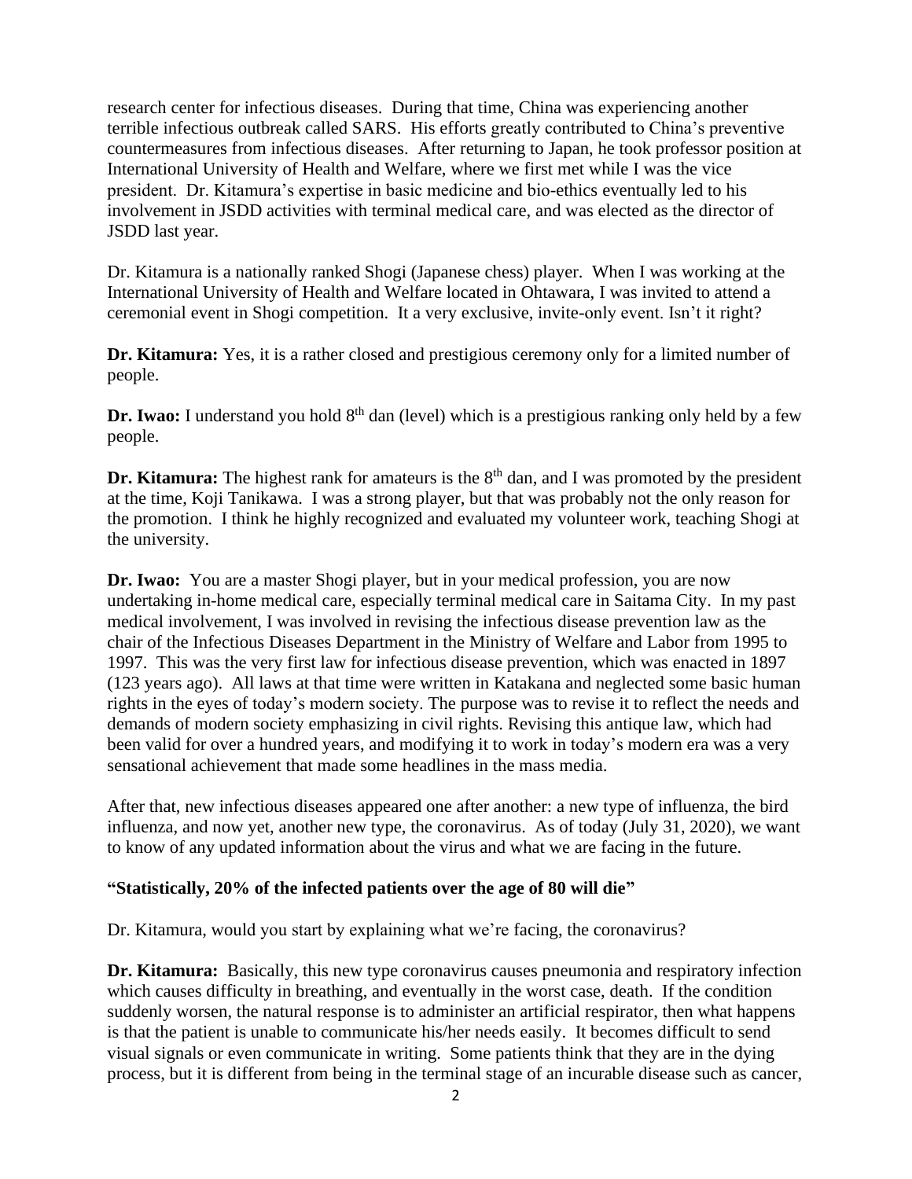research center for infectious diseases. During that time, China was experiencing another terrible infectious outbreak called SARS. His efforts greatly contributed to China's preventive countermeasures from infectious diseases. After returning to Japan, he took professor position at International University of Health and Welfare, where we first met while I was the vice president. Dr. Kitamura's expertise in basic medicine and bio-ethics eventually led to his involvement in JSDD activities with terminal medical care, and was elected as the director of JSDD last year.

Dr. Kitamura is a nationally ranked Shogi (Japanese chess) player. When I was working at the International University of Health and Welfare located in Ohtawara, I was invited to attend a ceremonial event in Shogi competition. It a very exclusive, invite-only event. Isn't it right?

**Dr. Kitamura:** Yes, it is a rather closed and prestigious ceremony only for a limited number of people.

**Dr. Iwao:** I understand you hold 8th dan (level) which is a prestigious ranking only held by a few people.

**Dr. Kitamura:** The highest rank for amateurs is the 8th dan, and I was promoted by the president at the time, Koji Tanikawa. I was a strong player, but that was probably not the only reason for the promotion. I think he highly recognized and evaluated my volunteer work, teaching Shogi at the university.

**Dr. Iwao:** You are a master Shogi player, but in your medical profession, you are now undertaking in-home medical care, especially terminal medical care in Saitama City. In my past medical involvement, I was involved in revising the infectious disease prevention law as the chair of the Infectious Diseases Department in the Ministry of Welfare and Labor from 1995 to 1997. This was the very first law for infectious disease prevention, which was enacted in 1897 (123 years ago). All laws at that time were written in Katakana and neglected some basic human rights in the eyes of today's modern society. The purpose was to revise it to reflect the needs and demands of modern society emphasizing in civil rights. Revising this antique law, which had been valid for over a hundred years, and modifying it to work in today's modern era was a very sensational achievement that made some headlines in the mass media.

After that, new infectious diseases appeared one after another: a new type of influenza, the bird influenza, and now yet, another new type, the coronavirus. As of today (July 31, 2020), we want to know of any updated information about the virus and what we are facing in the future.

**"Statistically, 20% of the infected patients over the age of 80 will die"**

Dr. Kitamura, would you start by explaining what we're facing, the coronavirus?

**Dr. Kitamura:** Basically, this new type coronavirus causes pneumonia and respiratory infection which causes difficulty in breathing, and eventually in the worst case, death. If the condition suddenly worsen, the natural response is to administer an artificial respirator, then what happens is that the patient is unable to communicate his/her needs easily. It becomes difficult to send visual signals or even communicate in writing. Some patients think that they are in the dying process, but it is different from being in the terminal stage of an incurable disease such as cancer,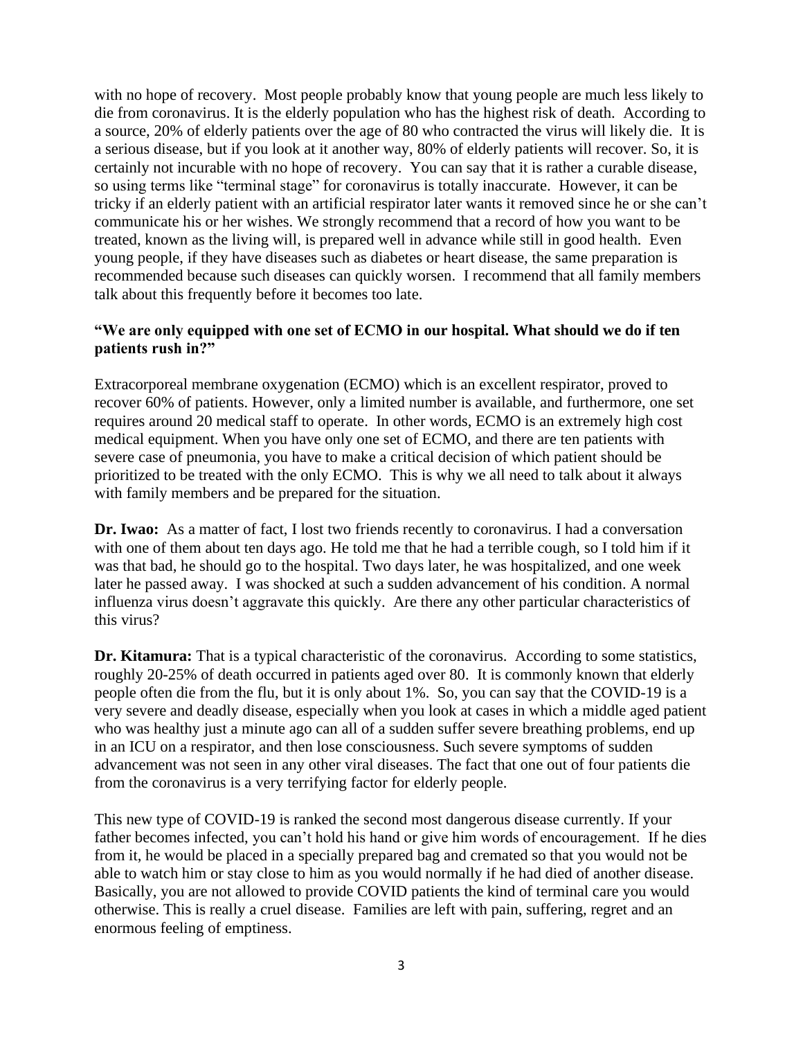with no hope of recovery. Most people probably know that young people are much less likely to die from coronavirus. It is the elderly population who has the highest risk of death. According to a source, 20% of elderly patients over the age of 80 who contracted the virus will likely die. It is a serious disease, but if you look at it another way, 80% of elderly patients will recover. So, it is certainly not incurable with no hope of recovery. You can say that it is rather a curable disease, so using terms like "terminal stage" for coronavirus is totally inaccurate. However, it can be tricky if an elderly patient with an artificial respirator later wants it removed since he or she can't communicate his or her wishes. We strongly recommend that a record of how you want to be treated, known as the living will, is prepared well in advance while still in good health. Even young people, if they have diseases such as diabetes or heart disease, the same preparation is recommended because such diseases can quickly worsen. I recommend that all family members talk about this frequently before it becomes too late.

**"We are only equipped with one set of ECMO in our hospital. What should we do if ten patients rush in?"**

Extracorporeal membrane oxygenation (ECMO) which is an excellent respirator, proved to recover 60% of patients. However, only a limited number is available, and furthermore, one set requires around 20 medical staff to operate. In other words, ECMO is an extremely high cost medical equipment. When you have only one set of ECMO, and there are ten patients with severe case of pneumonia, you have to make a critical decision of which patient should be prioritized to be treated with the only ECMO. This is why we all need to talk about it always with family members and be prepared for the situation.

**Dr. Iwao:** As a matter of fact, I lost two friends recently to coronavirus. I had a conversation with one of them about ten days ago. He told me that he had a terrible cough, so I told him if it was that bad, he should go to the hospital. Two days later, he was hospitalized, and one week later he passed away. I was shocked at such a sudden advancement of his condition. A normal influenza virus doesn't aggravate this quickly. Are there any other particular characteristics of this virus?

**Dr. Kitamura:** That is a typical characteristic of the coronavirus. According to some statistics, roughly 20-25% of death occurred in patients aged over 80. It is commonly known that elderly people often die from the flu, but it is only about 1%. So, you can say that the COVID-19 is a very severe and deadly disease, especially when you look at cases in which a middle aged patient who was healthy just a minute ago can all of a sudden suffer severe breathing problems, end up in an ICU on a respirator, and then lose consciousness. Such severe symptoms of sudden advancement was not seen in any other viral diseases. The fact that one out of four patients die from the coronavirus is a very terrifying factor for elderly people.

This new type of COVID-19 is ranked the second most dangerous disease currently. If your father becomes infected, you can't hold his hand or give him words of encouragement. If he dies from it, he would be placed in a specially prepared bag and cremated so that you would not be able to watch him or stay close to him as you would normally if he had died of another disease. Basically, you are not allowed to provide COVID patients the kind of terminal care you would otherwise. This is really a cruel disease. Families are left with pain, suffering, regret and an enormous feeling of emptiness.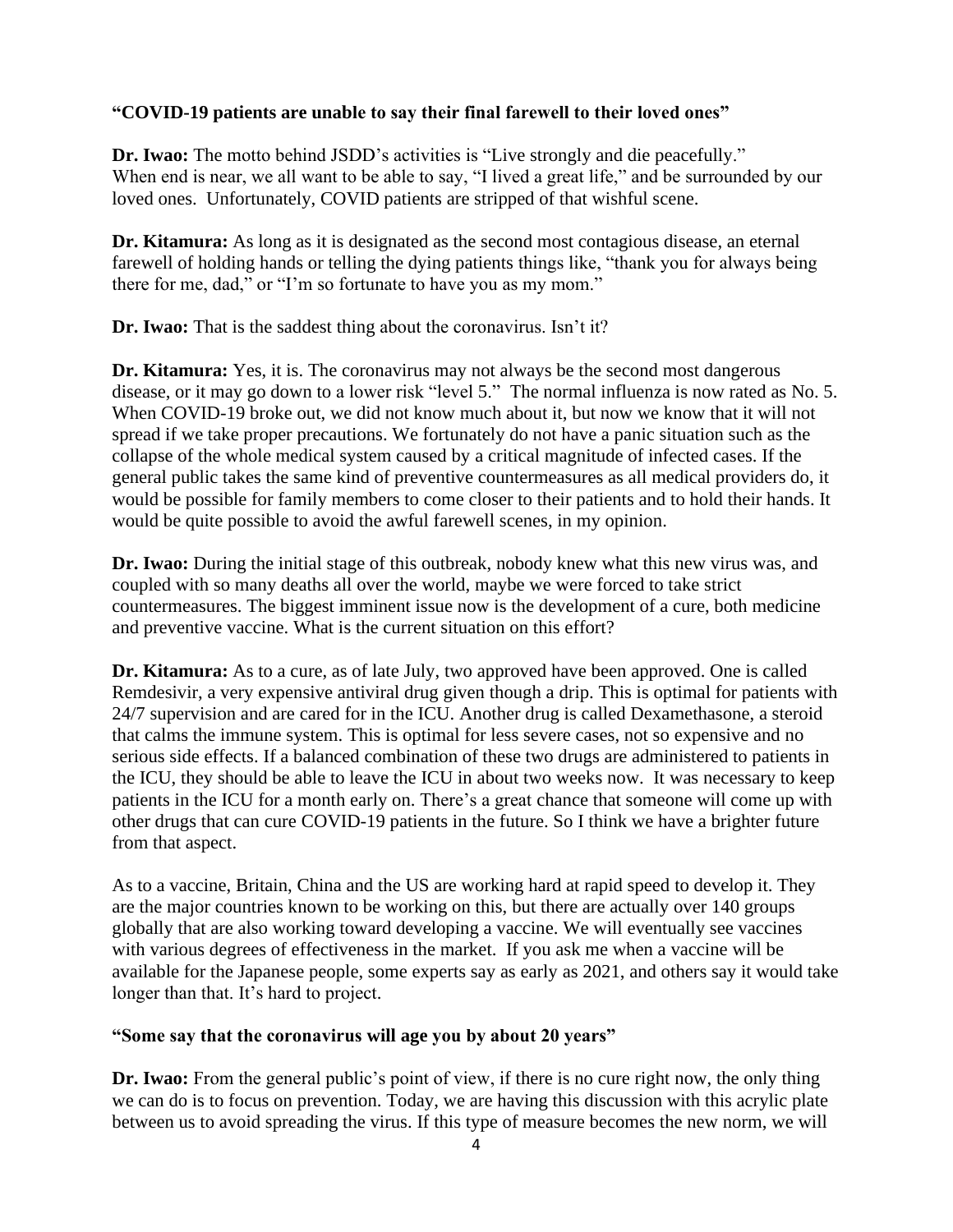**"COVID-19 patients are unable to say their final farewell to their loved ones"**

**Dr. Iwao:** The motto behind JSDD's activities is "Live strongly and die peacefully." When end is near, we all want to be able to say, "I lived a great life," and be surrounded by our loved ones. Unfortunately, COVID patients are stripped of that wishful scene.

**Dr. Kitamura:** As long as it is designated as the second most contagious disease, an eternal farewell of holding hands or telling the dying patients things like, "thank you for always being there for me, dad," or "I'm so fortunate to have you as my mom."

**Dr. Iwao:** That is the saddest thing about the coronavirus. Isn't it?

**Dr. Kitamura:** Yes, it is. The coronavirus may not always be the second most dangerous disease, or it may go down to a lower risk "level 5." The normal influenza is now rated as No. 5. When COVID-19 broke out, we did not know much about it, but now we know that it will not spread if we take proper precautions. We fortunately do not have a panic situation such as the collapse of the whole medical system caused by a critical magnitude of infected cases. If the general public takes the same kind of preventive countermeasures as all medical providers do, it would be possible for family members to come closer to their patients and to hold their hands. It would be quite possible to avoid the awful farewell scenes, in my opinion.

**Dr. Iwao:** During the initial stage of this outbreak, nobody knew what this new virus was, and coupled with so many deaths all over the world, maybe we were forced to take strict countermeasures. The biggest imminent issue now is the development of a cure, both medicine and preventive vaccine. What is the current situation on this effort?

**Dr. Kitamura:** As to a cure, as of late July, two approved have been approved. One is called Remdesivir, a very expensive antiviral drug given though a drip. This is optimal for patients with 24/7 supervision and are cared for in the ICU. Another drug is called Dexamethasone, a steroid that calms the immune system. This is optimal for less severe cases, not so expensive and no serious side effects. If a balanced combination of these two drugs are administered to patients in the ICU, they should be able to leave the ICU in about two weeks now. It was necessary to keep patients in the ICU for a month early on. There's a great chance that someone will come up with other drugs that can cure COVID-19 patients in the future. So I think we have a brighter future from that aspect.

As to a vaccine, Britain, China and the US are working hard at rapid speed to develop it. They are the major countries known to be working on this, but there are actually over 140 groups globally that are also working toward developing a vaccine. We will eventually see vaccines with various degrees of effectiveness in the market. If you ask me when a vaccine will be available for the Japanese people, some experts say as early as 2021, and others say it would take longer than that. It's hard to project.

**"Some say that the coronavirus will age you by about 20 years"**

**Dr. Iwao:** From the general public's point of view, if there is no cure right now, the only thing we can do is to focus on prevention. Today, we are having this discussion with this acrylic plate between us to avoid spreading the virus. If this type of measure becomes the new norm, we will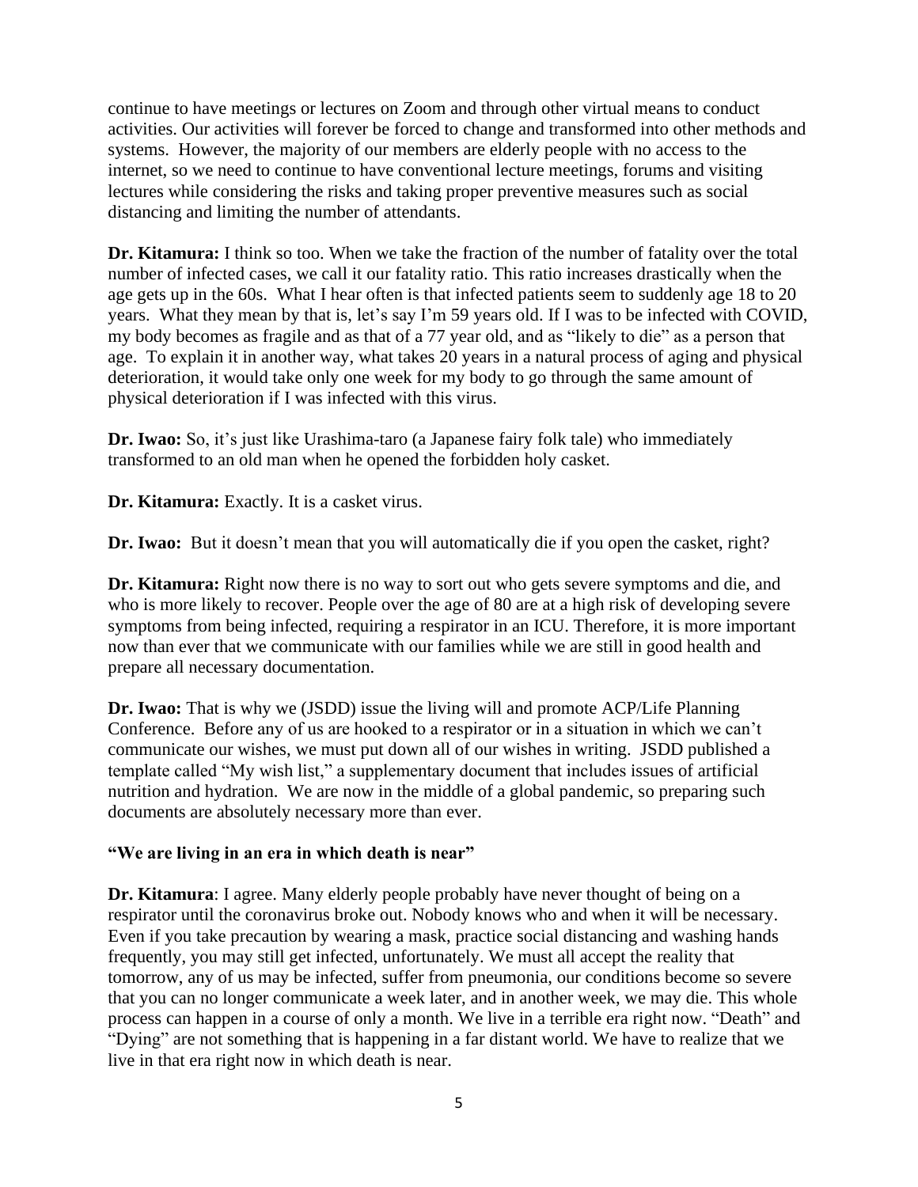continue to have meetings or lectures on Zoom and through other virtual means to conduct activities. Our activities will forever be forced to change and transformed into other methods and systems. However, the majority of our members are elderly people with no access to the internet, so we need to continue to have conventional lecture meetings, forums and visiting lectures while considering the risks and taking proper preventive measures such as social distancing and limiting the number of attendants.

**Dr. Kitamura:** I think so too. When we take the fraction of the number of fatality over the total number of infected cases, we call it our fatality ratio. This ratio increases drastically when the age gets up in the 60s. What I hear often is that infected patients seem to suddenly age 18 to 20 years. What they mean by that is, let's say I'm 59 years old. If I was to be infected with COVID, my body becomes as fragile and as that of a 77 year old, and as "likely to die" as a person that age. To explain it in another way, what takes 20 years in a natural process of aging and physical deterioration, it would take only one week for my body to go through the same amount of physical deterioration if I was infected with this virus.

**Dr. Iwao:** So, it's just like Urashima-taro (a Japanese fairy folk tale) who immediately transformed to an old man when he opened the forbidden holy casket.

**Dr. Kitamura:** Exactly. It is a casket virus.

**Dr. Iwao:** But it doesn't mean that you will automatically die if you open the casket, right?

**Dr. Kitamura:** Right now there is no way to sort out who gets severe symptoms and die, and who is more likely to recover. People over the age of 80 are at a high risk of developing severe symptoms from being infected, requiring a respirator in an ICU. Therefore, it is more important now than ever that we communicate with our families while we are still in good health and prepare all necessary documentation.

**Dr. Iwao:** That is why we (JSDD) issue the living will and promote ACP/Life Planning Conference. Before any of us are hooked to a respirator or in a situation in which we can't communicate our wishes, we must put down all of our wishes in writing. JSDD published a template called "My wish list," a supplementary document that includes issues of artificial nutrition and hydration. We are now in the middle of a global pandemic, so preparing such documents are absolutely necessary more than ever.

**"We are living in an era in which death is near"**

**Dr. Kitamura**: I agree. Many elderly people probably have never thought of being on a respirator until the coronavirus broke out. Nobody knows who and when it will be necessary. Even if you take precaution by wearing a mask, practice social distancing and washing hands frequently, you may still get infected, unfortunately. We must all accept the reality that tomorrow, any of us may be infected, suffer from pneumonia, our conditions become so severe that you can no longer communicate a week later, and in another week, we may die. This whole process can happen in a course of only a month. We live in a terrible era right now. "Death" and "Dying" are not something that is happening in a far distant world. We have to realize that we live in that era right now in which death is near.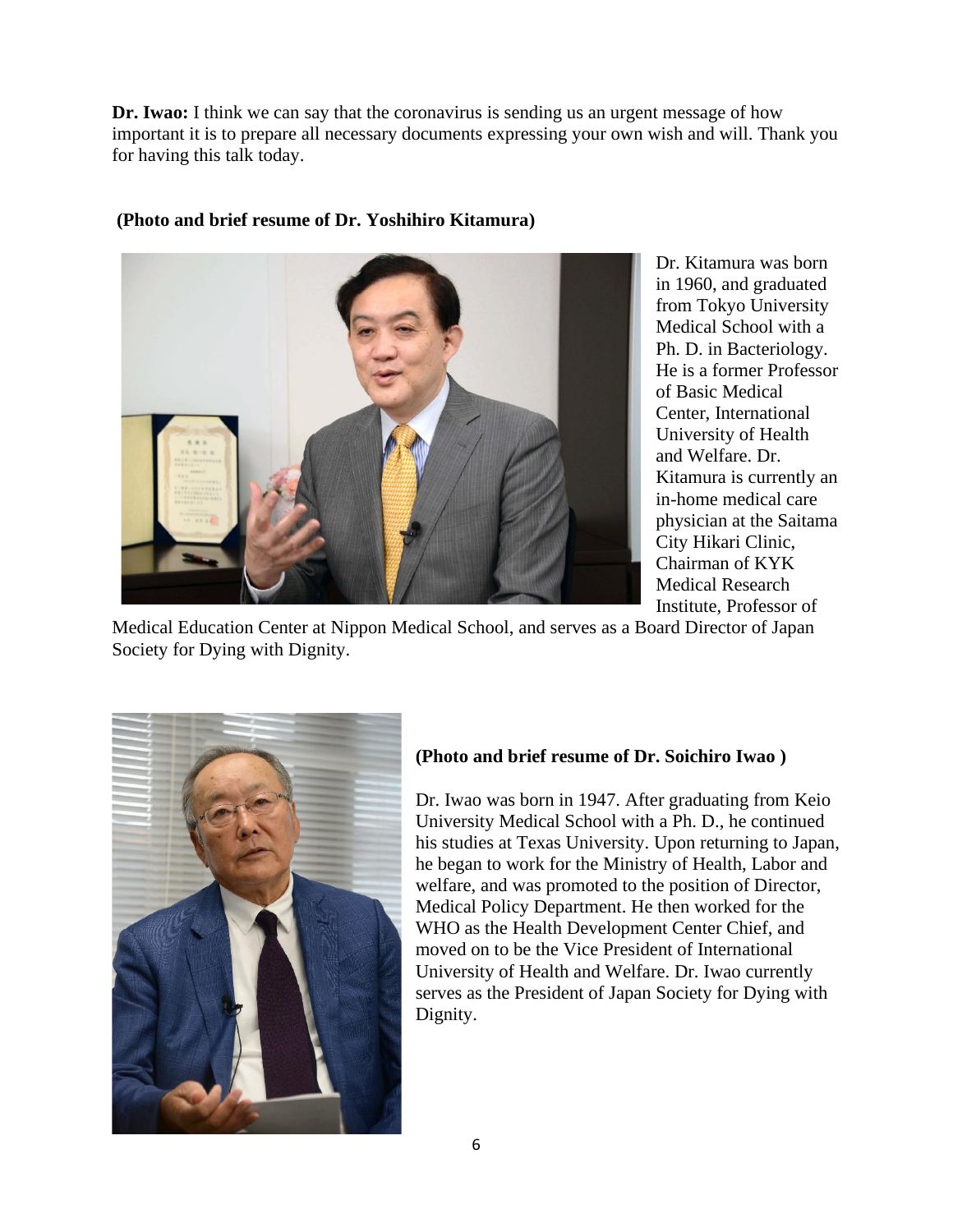**Dr. Iwao:** I think we can say that the coronavirus is sending us an urgent message of how important it is to prepare all necessary documents expressing your own wish and will. Thank you for having this talk today.

**(Photo and brief resume of Dr. Yoshihiro Kitamura)**

Dr. Kitamura was born in 1960, and graduated from Tokyo University Medical School with a Ph. D. in Bacteriology. He is a former Professor of Basic Medical Center, International University of Health and Welfare. Dr. Kitamura is currently an in-home medical care physician at the Saitama City Hikari Clinic, Chairman of KYK Medical Research Institute, Professor of Medical Education Center at Nippon Medical School, and serves as a Board Director of Japan Society for Dying with Dignity.

**(Photo and brief resume of Dr. Soichiro Iwao )**

Dr. Iwao was born in 1947. After graduating from Keio University Medical School with a Ph. D., he continued his studies at Texas University. Upon returning to Japan, he began to work for the Ministry of Health, Labor and welfare, and was promoted to the position of Director, Medical Policy Department. He then worked for the WHO as the Health Development Center Chief, and moved on to be the Vice President of International University of Health and Welfare. Dr. Iwao currently serves as the President of Japan Society for Dying with Dignity.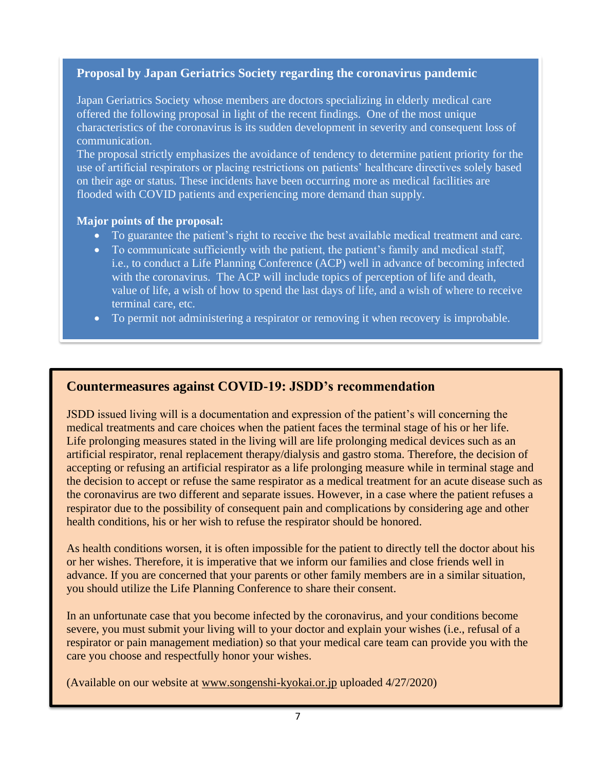## Proposal by Japan Geriatrics Society regarding the coronavirus pandemic

Japan Geriatrics Society whose members are doctors specializing in elderly medical care offered the following proposal in light of the recent findings. One of the most unique characteristics of the coronavirus is its sudden development in severity and consequent loss of communication.

The proposal strictly emphasizes the avoidance of tendency to determine patient priority for the use of artificial respirators or placing restrictions on patients' healthcare directives solely based on their age or status. These incidents have been occurring more as medical facilities are flooded with COVID patients and experiencing more demand than supply.

**Major points of the proposal:**

- To guarantee the patient's right to receive the best available medical treatment and care.
- To communicate sufficiently with the patient, the patient's family and medical staff, i.e., to conduct a Life Planning Conference (ACP) well in advance of becoming infected with the coronavirus. The ACP will include topics of perception of life and death, value of life, a wish of how to spend the last days of life, and a wish of where to receive terminal care, etc.
- To permit not administering a respirator or removing it when recovery is improbable.

## Countermeasures against COVID-19: JSDD's recommendation

JSDD issued living will is a documentation and expression of the patient's will concerning the medical treatments and care choices when the patient faces the terminal stage of his or her life. Life prolonging measures stated in the living will are life prolonging medical devices such as an artificial respirator, renal replacement therapy/dialysis and gastro stoma. Therefore, the decision of accepting or refusing an artificial respirator as a life prolonging measure while in terminal stage and the decision to accept or refuse the same respirator as a medical treatment for an acute disease such as the coronavirus are two different and separate issues. However, in a case where the patient refuses a respirator due to the possibility of consequent pain and complications by considering age and other health conditions, his or her wish to refuse the respirator should be honored.

As health conditions worsen, it is often impossible for the patient to directly tell the doctor about his or her wishes. Therefore, it is imperative that we inform our families and close friends well in advance. If you are concerned that your parents or other family members are in a similar situation, you should utilize the Life Planning Conference to share their consent.

In an unfortunate case that you become infected by the coronavirus, and your conditions become severe, you must submit your living will to your doctor and explain your wishes (i.e., refusal of a respirator or pain management mediation) so that your medical care team can provide you with the care you choose and respectfully honor your wishes.

(Available on our website at www.songenshi-kyokai.or.jp uploaded 4/27/2020)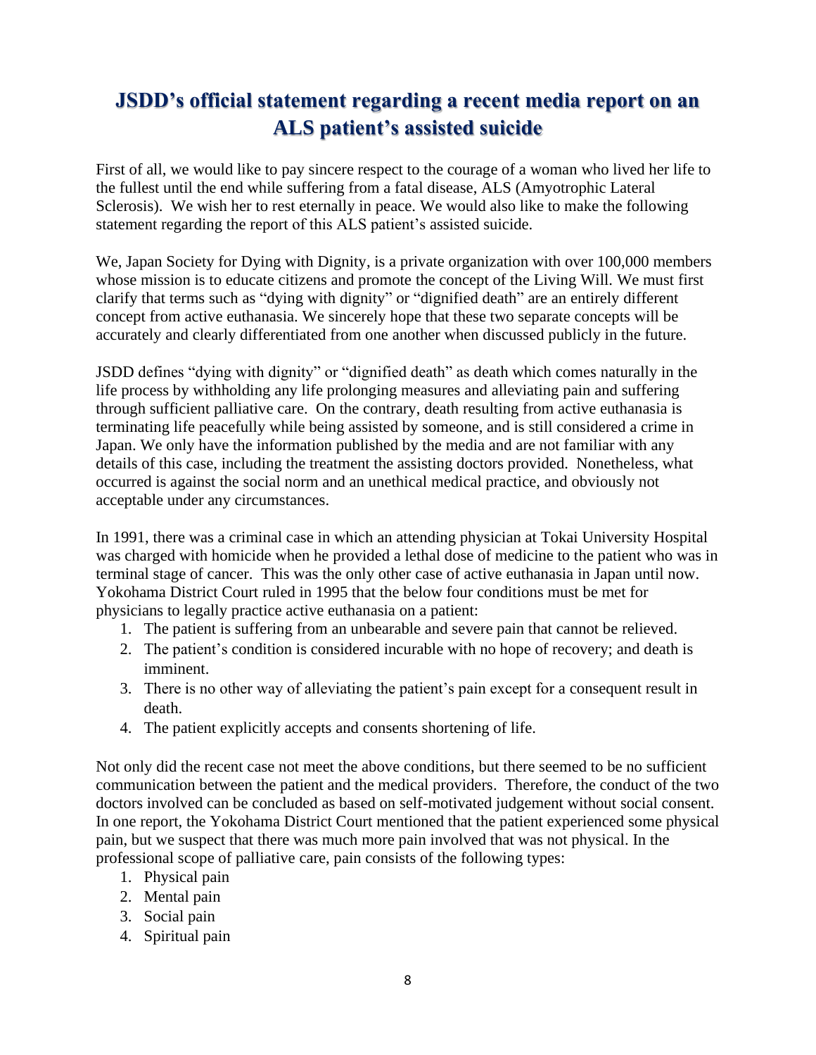# JSDD's official statement regarding a recent media report on an ALS patient's assisted suicide

First of all, we would like to pay sincere respect to the courage of a woman who lived her life to the fullest until the end while suffering from a fatal disease, ALS (Amyotrophic Lateral Sclerosis). We wish her to rest eternally in peace. We would also like to make the following statement regarding the report of this ALS patient's assisted suicide.

We, Japan Society for Dying with Dignity, is a private organization with over 100,000 members whose mission is to educate citizens and promote the concept of the Living Will. We must first clarify that terms such as "dying with dignity" or "dignified death" are an entirely different concept from active euthanasia. We sincerely hope that these two separate concepts will be accurately and clearly differentiated from one another when discussed publicly in the future.

JSDD defines "dying with dignity" or "dignified death" as death which comes naturally in the life process by withholding any life prolonging measures and alleviating pain and suffering through sufficient palliative care. On the contrary, death resulting from active euthanasia is terminating life peacefully while being assisted by someone, and is still considered a crime in Japan. We only have the information published by the media and are not familiar with any details of this case, including the treatment the assisting doctors provided. Nonetheless, what occurred is against the social norm and an unethical medical practice, and obviously not acceptable under any circumstances.

In 1991, there was a criminal case in which an attending physician at Tokai University Hospital was charged with homicide when he provided a lethal dose of medicine to the patient who was in terminal stage of cancer. This was the only other case of active euthanasia in Japan until now. Yokohama District Court ruled in 1995 that the below four conditions must be met for physicians to legally practice active euthanasia on a patient:

1. The patient is suffering from an unbearable and severe pain that cannot be relieved.
2. The patient's condition is considered incurable with no hope of recovery; and death is imminent.
3. There is no other way of alleviating the patient's pain except for a consequent result in death.
4. The patient explicitly accepts and consents shortening of life.

Not only did the recent case not meet the above conditions, but there seemed to be no sufficient communication between the patient and the medical providers. Therefore, the conduct of the two doctors involved can be concluded as based on self-motivated judgement without social consent. In one report, the Yokohama District Court mentioned that the patient experienced some physical pain, but we suspect that there was much more pain involved that was not physical. In the professional scope of palliative care, pain consists of the following types:

1. Physical pain
2. Mental pain
3. Social pain
4. Spiritual pain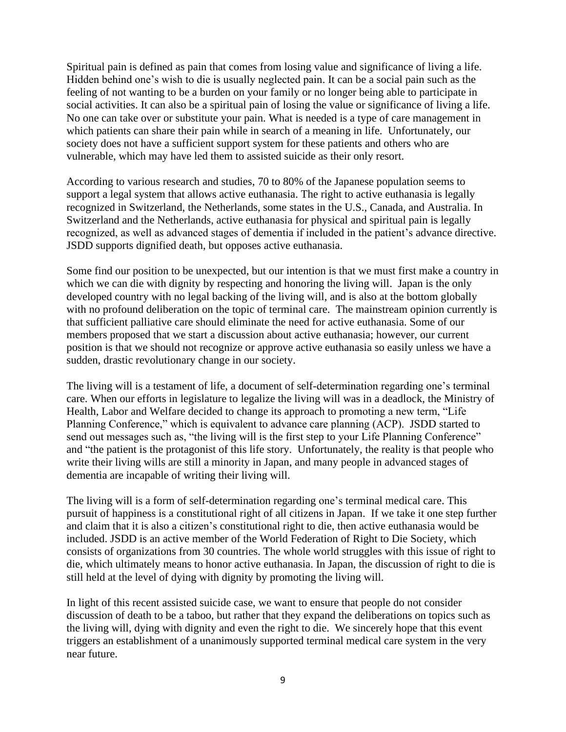Spiritual pain is defined as pain that comes from losing value and significance of living a life. Hidden behind one's wish to die is usually neglected pain. It can be a social pain such as the feeling of not wanting to be a burden on your family or no longer being able to participate in social activities. It can also be a spiritual pain of losing the value or significance of living a life. No one can take over or substitute your pain. What is needed is a type of care management in which patients can share their pain while in search of a meaning in life. Unfortunately, our society does not have a sufficient support system for these patients and others who are vulnerable, which may have led them to assisted suicide as their only resort.

According to various research and studies, 70 to 80% of the Japanese population seems to support a legal system that allows active euthanasia. The right to active euthanasia is legally recognized in Switzerland, the Netherlands, some states in the U.S., Canada, and Australia. In Switzerland and the Netherlands, active euthanasia for physical and spiritual pain is legally recognized, as well as advanced stages of dementia if included in the patient's advance directive. JSDD supports dignified death, but opposes active euthanasia.

Some find our position to be unexpected, but our intention is that we must first make a country in which we can die with dignity by respecting and honoring the living will. Japan is the only developed country with no legal backing of the living will, and is also at the bottom globally with no profound deliberation on the topic of terminal care. The mainstream opinion currently is that sufficient palliative care should eliminate the need for active euthanasia. Some of our members proposed that we start a discussion about active euthanasia; however, our current position is that we should not recognize or approve active euthanasia so easily unless we have a sudden, drastic revolutionary change in our society.

The living will is a testament of life, a document of self-determination regarding one's terminal care. When our efforts in legislature to legalize the living will was in a deadlock, the Ministry of Health, Labor and Welfare decided to change its approach to promoting a new term, "Life Planning Conference," which is equivalent to advance care planning (ACP). JSDD started to send out messages such as, "the living will is the first step to your Life Planning Conference" and "the patient is the protagonist of this life story. Unfortunately, the reality is that people who write their living wills are still a minority in Japan, and many people in advanced stages of dementia are incapable of writing their living will.

The living will is a form of self-determination regarding one's terminal medical care. This pursuit of happiness is a constitutional right of all citizens in Japan. If we take it one step further and claim that it is also a citizen's constitutional right to die, then active euthanasia would be included. JSDD is an active member of the World Federation of Right to Die Society, which consists of organizations from 30 countries. The whole world struggles with this issue of right to die, which ultimately means to honor active euthanasia. In Japan, the discussion of right to die is still held at the level of dying with dignity by promoting the living will.

In light of this recent assisted suicide case, we want to ensure that people do not consider discussion of death to be a taboo, but rather that they expand the deliberations on topics such as the living will, dying with dignity and even the right to die. We sincerely hope that this event triggers an establishment of a unanimously supported terminal medical care system in the very near future.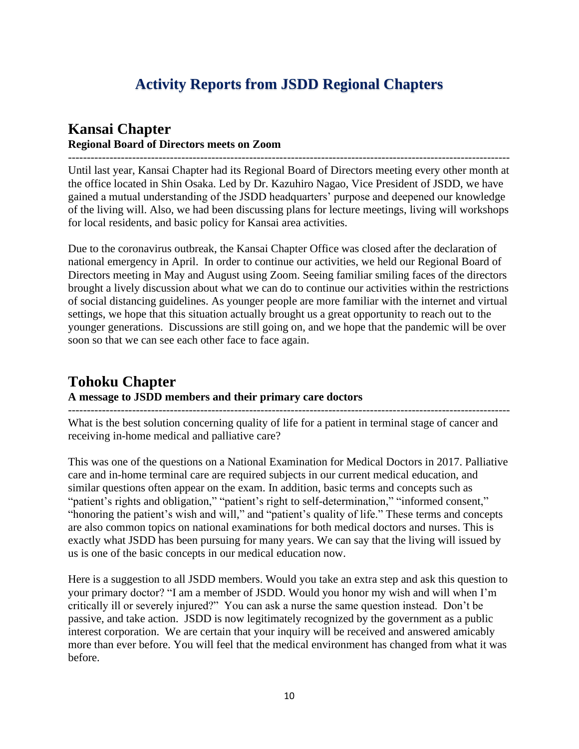# Activity Reports from JSDD Regional Chapters

## Kansai Chapter

**Regional Board of Directors meets on Zoom**

---

Until last year, Kansai Chapter had its Regional Board of Directors meeting every other month at the office located in Shin Osaka. Led by Dr. Kazuhiro Nagao, Vice President of JSDD, we have gained a mutual understanding of the JSDD headquarters' purpose and deepened our knowledge of the living will. Also, we had been discussing plans for lecture meetings, living will workshops for local residents, and basic policy for Kansai area activities.

Due to the coronavirus outbreak, the Kansai Chapter Office was closed after the declaration of national emergency in April. In order to continue our activities, we held our Regional Board of Directors meeting in May and August using Zoom. Seeing familiar smiling faces of the directors brought a lively discussion about what we can do to continue our activities within the restrictions of social distancing guidelines. As younger people are more familiar with the internet and virtual settings, we hope that this situation actually brought us a great opportunity to reach out to the younger generations. Discussions are still going on, and we hope that the pandemic will be over soon so that we can see each other face to face again.

## Tohoku Chapter

**A message to JSDD members and their primary care doctors**

---

What is the best solution concerning quality of life for a patient in terminal stage of cancer and receiving in-home medical and palliative care?

This was one of the questions on a National Examination for Medical Doctors in 2017. Palliative care and in-home terminal care are required subjects in our current medical education, and similar questions often appear on the exam. In addition, basic terms and concepts such as "patient's rights and obligation," "patient's right to self-determination," "informed consent," "honoring the patient's wish and will," and "patient's quality of life." These terms and concepts are also common topics on national examinations for both medical doctors and nurses. This is exactly what JSDD has been pursuing for many years. We can say that the living will issued by us is one of the basic concepts in our medical education now.

Here is a suggestion to all JSDD members. Would you take an extra step and ask this question to your primary doctor? "I am a member of JSDD. Would you honor my wish and will when I'm critically ill or severely injured?" You can ask a nurse the same question instead. Don't be passive, and take action. JSDD is now legitimately recognized by the government as a public interest corporation. We are certain that your inquiry will be received and answered amicably more than ever before. You will feel that the medical environment has changed from what it was before.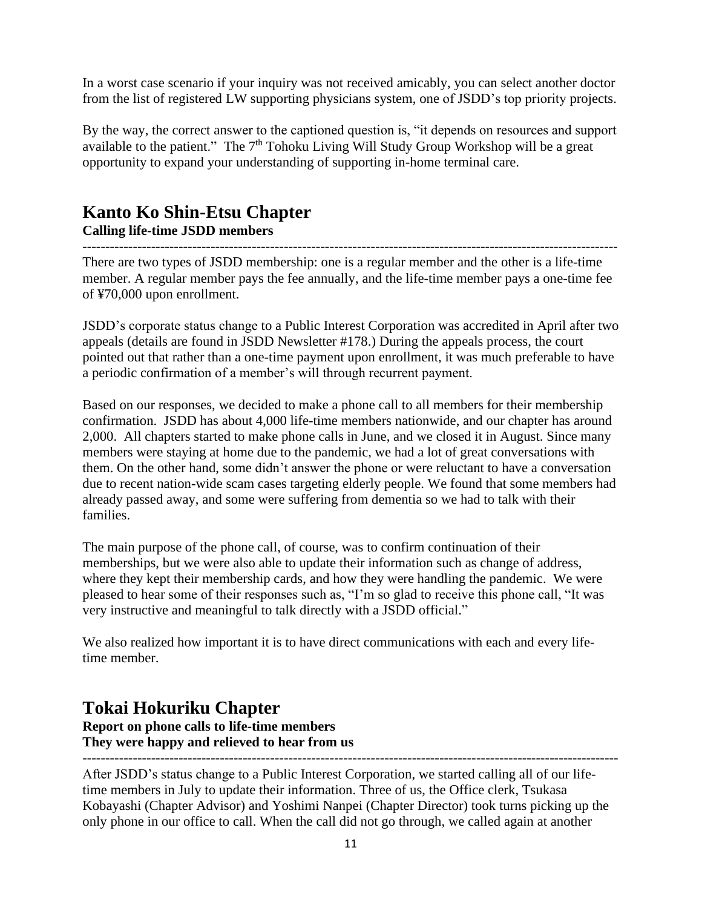In a worst case scenario if your inquiry was not received amicably, you can select another doctor from the list of registered LW supporting physicians system, one of JSDD's top priority projects.

By the way, the correct answer to the captioned question is, "it depends on resources and support available to the patient." The 7th Tohoku Living Will Study Group Workshop will be a great opportunity to expand your understanding of supporting in-home terminal care.

## Kanto Ko Shin-Etsu Chapter

**Calling life-time JSDD members**

---

There are two types of JSDD membership: one is a regular member and the other is a life-time member. A regular member pays the fee annually, and the life-time member pays a one-time fee of ¥70,000 upon enrollment.

JSDD's corporate status change to a Public Interest Corporation was accredited in April after two appeals (details are found in JSDD Newsletter #178.) During the appeals process, the court pointed out that rather than a one-time payment upon enrollment, it was much preferable to have a periodic confirmation of a member's will through recurrent payment.

Based on our responses, we decided to make a phone call to all members for their membership confirmation. JSDD has about 4,000 life-time members nationwide, and our chapter has around 2,000. All chapters started to make phone calls in June, and we closed it in August. Since many members were staying at home due to the pandemic, we had a lot of great conversations with them. On the other hand, some didn't answer the phone or were reluctant to have a conversation due to recent nation-wide scam cases targeting elderly people. We found that some members had already passed away, and some were suffering from dementia so we had to talk with their families.

The main purpose of the phone call, of course, was to confirm continuation of their memberships, but we were also able to update their information such as change of address, where they kept their membership cards, and how they were handling the pandemic. We were pleased to hear some of their responses such as, "I'm so glad to receive this phone call, "It was very instructive and meaningful to talk directly with a JSDD official."

We also realized how important it is to have direct communications with each and every life-time member.

## Tokai Hokuriku Chapter

**Report on phone calls to life-time members**
**They were happy and relieved to hear from us**

---

After JSDD's status change to a Public Interest Corporation, we started calling all of our life-time members in July to update their information. Three of us, the Office clerk, Tsukasa Kobayashi (Chapter Advisor) and Yoshimi Nanpei (Chapter Director) took turns picking up the only phone in our office to call. When the call did not go through, we called again at another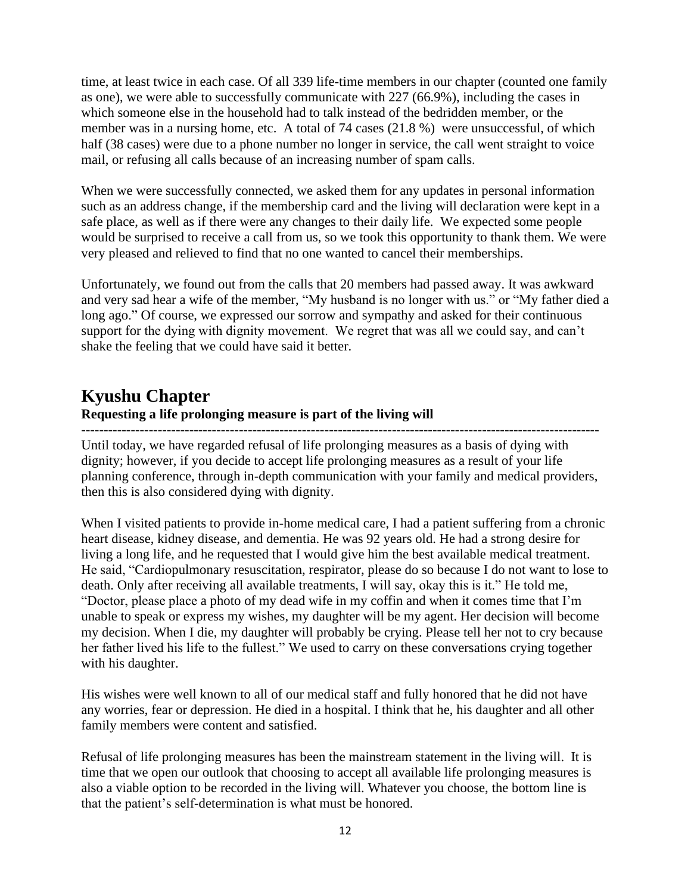time, at least twice in each case. Of all 339 life-time members in our chapter (counted one family as one), we were able to successfully communicate with 227 (66.9%), including the cases in which someone else in the household had to talk instead of the bedridden member, or the member was in a nursing home, etc. A total of 74 cases (21.8 %) were unsuccessful, of which half (38 cases) were due to a phone number no longer in service, the call went straight to voice mail, or refusing all calls because of an increasing number of spam calls.

When we were successfully connected, we asked them for any updates in personal information such as an address change, if the membership card and the living will declaration were kept in a safe place, as well as if there were any changes to their daily life. We expected some people would be surprised to receive a call from us, so we took this opportunity to thank them. We were very pleased and relieved to find that no one wanted to cancel their memberships.

Unfortunately, we found out from the calls that 20 members had passed away. It was awkward and very sad hear a wife of the member, "My husband is no longer with us." or "My father died a long ago." Of course, we expressed our sorrow and sympathy and asked for their continuous support for the dying with dignity movement. We regret that was all we could say, and can't shake the feeling that we could have said it better.

## Kyushu Chapter

**Requesting a life prolonging measure is part of the living will**

---

Until today, we have regarded refusal of life prolonging measures as a basis of dying with dignity; however, if you decide to accept life prolonging measures as a result of your life planning conference, through in-depth communication with your family and medical providers, then this is also considered dying with dignity.

When I visited patients to provide in-home medical care, I had a patient suffering from a chronic heart disease, kidney disease, and dementia. He was 92 years old. He had a strong desire for living a long life, and he requested that I would give him the best available medical treatment. He said, "Cardiopulmonary resuscitation, respirator, please do so because I do not want to lose to death. Only after receiving all available treatments, I will say, okay this is it." He told me, "Doctor, please place a photo of my dead wife in my coffin and when it comes time that I'm unable to speak or express my wishes, my daughter will be my agent. Her decision will become my decision. When I die, my daughter will probably be crying. Please tell her not to cry because her father lived his life to the fullest." We used to carry on these conversations crying together with his daughter.

His wishes were well known to all of our medical staff and fully honored that he did not have any worries, fear or depression. He died in a hospital. I think that he, his daughter and all other family members were content and satisfied.

Refusal of life prolonging measures has been the mainstream statement in the living will. It is time that we open our outlook that choosing to accept all available life prolonging measures is also a viable option to be recorded in the living will. Whatever you choose, the bottom line is that the patient's self-determination is what must be honored.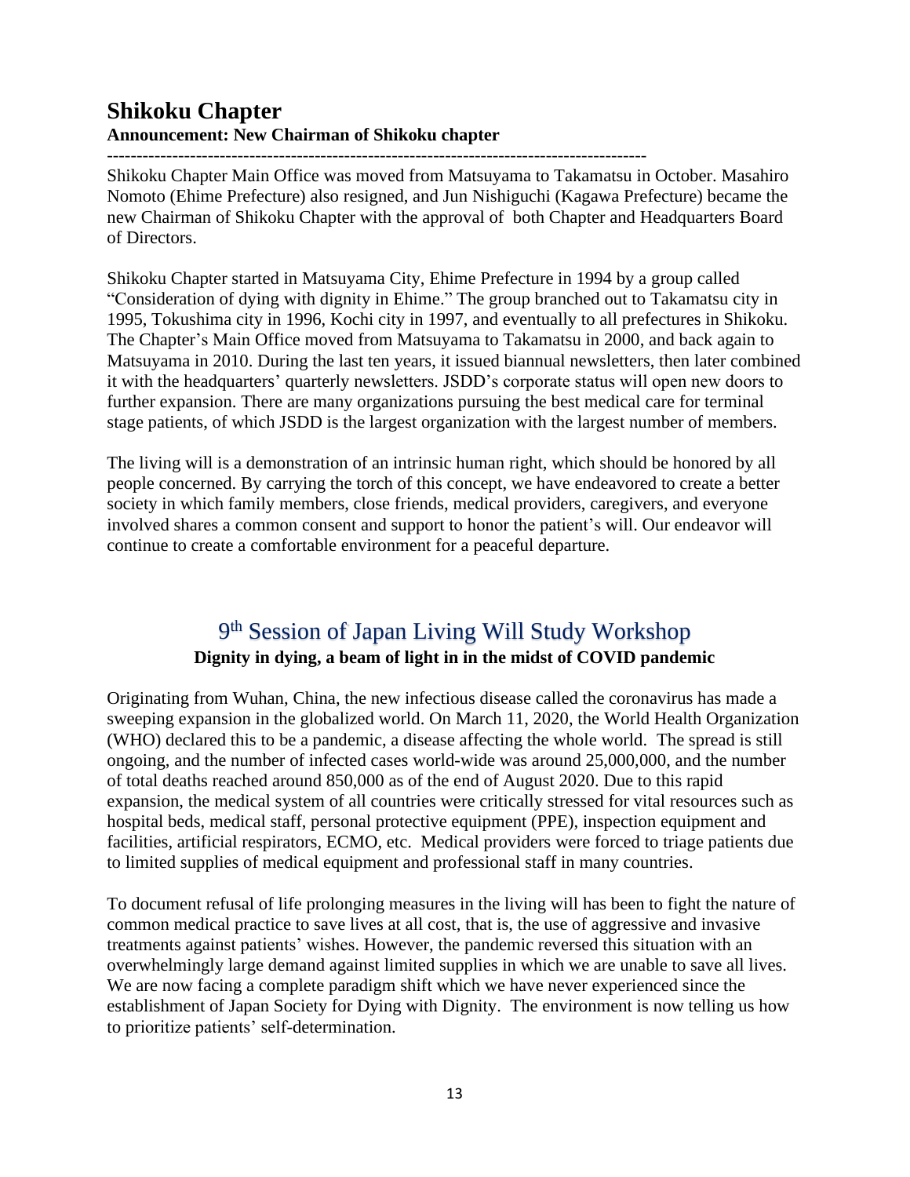## Shikoku Chapter

**Announcement: New Chairman of Shikoku chapter**

---

Shikoku Chapter Main Office was moved from Matsuyama to Takamatsu in October. Masahiro Nomoto (Ehime Prefecture) also resigned, and Jun Nishiguchi (Kagawa Prefecture) became the new Chairman of Shikoku Chapter with the approval of both Chapter and Headquarters Board of Directors.

Shikoku Chapter started in Matsuyama City, Ehime Prefecture in 1994 by a group called "Consideration of dying with dignity in Ehime." The group branched out to Takamatsu city in 1995, Tokushima city in 1996, Kochi city in 1997, and eventually to all prefectures in Shikoku. The Chapter's Main Office moved from Matsuyama to Takamatsu in 2000, and back again to Matsuyama in 2010. During the last ten years, it issued biannual newsletters, then later combined it with the headquarters' quarterly newsletters. JSDD's corporate status will open new doors to further expansion. There are many organizations pursuing the best medical care for terminal stage patients, of which JSDD is the largest organization with the largest number of members.

The living will is a demonstration of an intrinsic human right, which should be honored by all people concerned. By carrying the torch of this concept, we have endeavored to create a better society in which family members, close friends, medical providers, caregivers, and everyone involved shares a common consent and support to honor the patient's will. Our endeavor will continue to create a comfortable environment for a peaceful departure.

## 9th Session of Japan Living Will Study Workshop

**Dignity in dying, a beam of light in in the midst of COVID pandemic**

Originating from Wuhan, China, the new infectious disease called the coronavirus has made a sweeping expansion in the globalized world. On March 11, 2020, the World Health Organization (WHO) declared this to be a pandemic, a disease affecting the whole world. The spread is still ongoing, and the number of infected cases world-wide was around 25,000,000, and the number of total deaths reached around 850,000 as of the end of August 2020. Due to this rapid expansion, the medical system of all countries were critically stressed for vital resources such as hospital beds, medical staff, personal protective equipment (PPE), inspection equipment and facilities, artificial respirators, ECMO, etc. Medical providers were forced to triage patients due to limited supplies of medical equipment and professional staff in many countries.

To document refusal of life prolonging measures in the living will has been to fight the nature of common medical practice to save lives at all cost, that is, the use of aggressive and invasive treatments against patients' wishes. However, the pandemic reversed this situation with an overwhelmingly large demand against limited supplies in which we are unable to save all lives. We are now facing a complete paradigm shift which we have never experienced since the establishment of Japan Society for Dying with Dignity. The environment is now telling us how to prioritize patients' self-determination.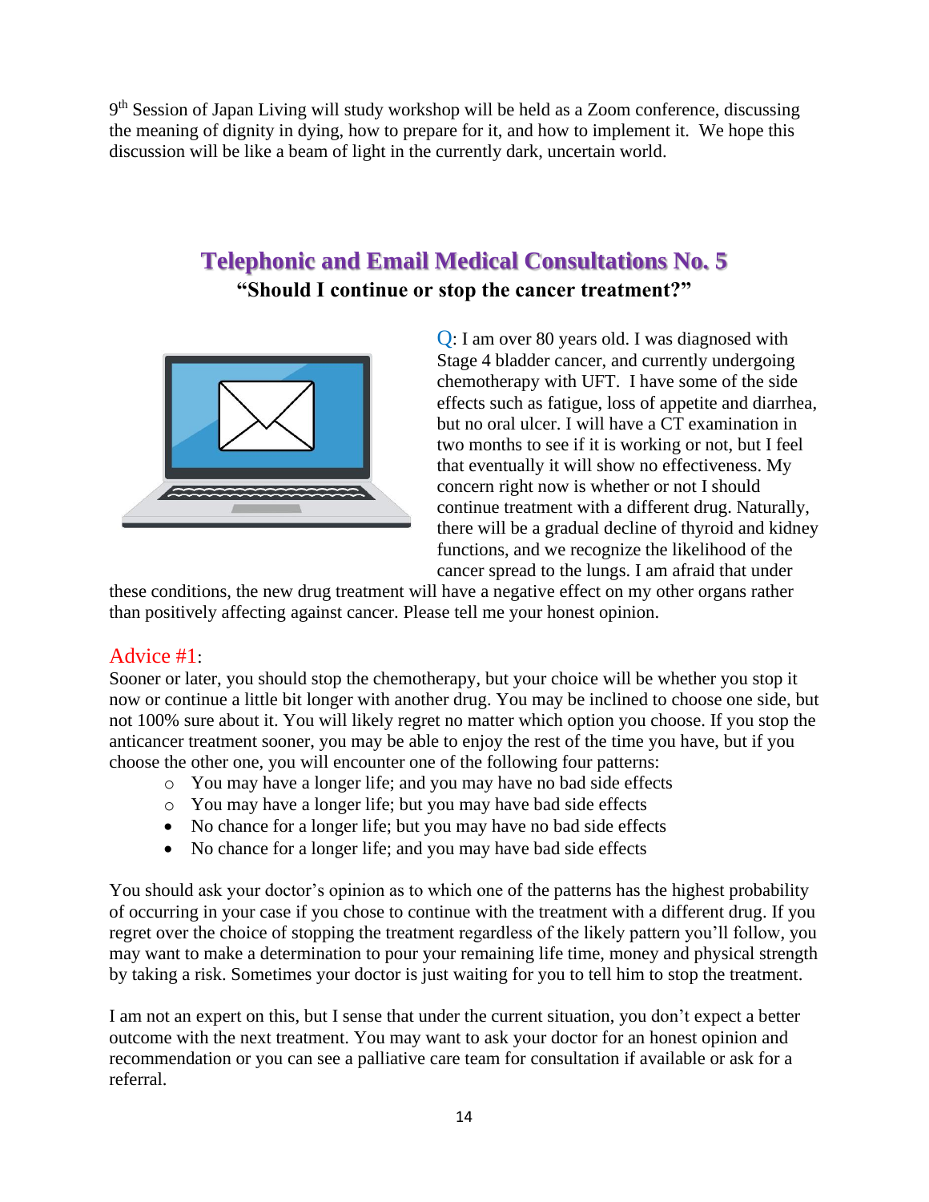9th Session of Japan Living will study workshop will be held as a Zoom conference, discussing the meaning of dignity in dying, how to prepare for it, and how to implement it. We hope this discussion will be like a beam of light in the currently dark, uncertain world.

## Telephonic and Email Medical Consultations No. 5

**"Should I continue or stop the cancer treatment?"**

Q: I am over 80 years old. I was diagnosed with Stage 4 bladder cancer, and currently undergoing chemotherapy with UFT. I have some of the side effects such as fatigue, loss of appetite and diarrhea, but no oral ulcer. I will have a CT examination in two months to see if it is working or not, but I feel that eventually it will show no effectiveness. My concern right now is whether or not I should continue treatment with a different drug. Naturally, there will be a gradual decline of thyroid and kidney functions, and we recognize the likelihood of the cancer spread to the lungs. I am afraid that under these conditions, the new drug treatment will have a negative effect on my other organs rather than positively affecting against cancer. Please tell me your honest opinion.

### Advice #1:

Sooner or later, you should stop the chemotherapy, but your choice will be whether you stop it now or continue a little bit longer with another drug. You may be inclined to choose one side, but not 100% sure about it. You will likely regret no matter which option you choose. If you stop the anticancer treatment sooner, you may be able to enjoy the rest of the time you have, but if you choose the other one, you will encounter one of the following four patterns:

- You may have a longer life; and you may have no bad side effects
- You may have a longer life; but you may have bad side effects
- No chance for a longer life; but you may have no bad side effects
- No chance for a longer life; and you may have bad side effects

You should ask your doctor's opinion as to which one of the patterns has the highest probability of occurring in your case if you chose to continue with the treatment with a different drug. If you regret over the choice of stopping the treatment regardless of the likely pattern you'll follow, you may want to make a determination to pour your remaining life time, money and physical strength by taking a risk. Sometimes your doctor is just waiting for you to tell him to stop the treatment.

I am not an expert on this, but I sense that under the current situation, you don't expect a better outcome with the next treatment. You may want to ask your doctor for an honest opinion and recommendation or you can see a palliative care team for consultation if available or ask for a referral.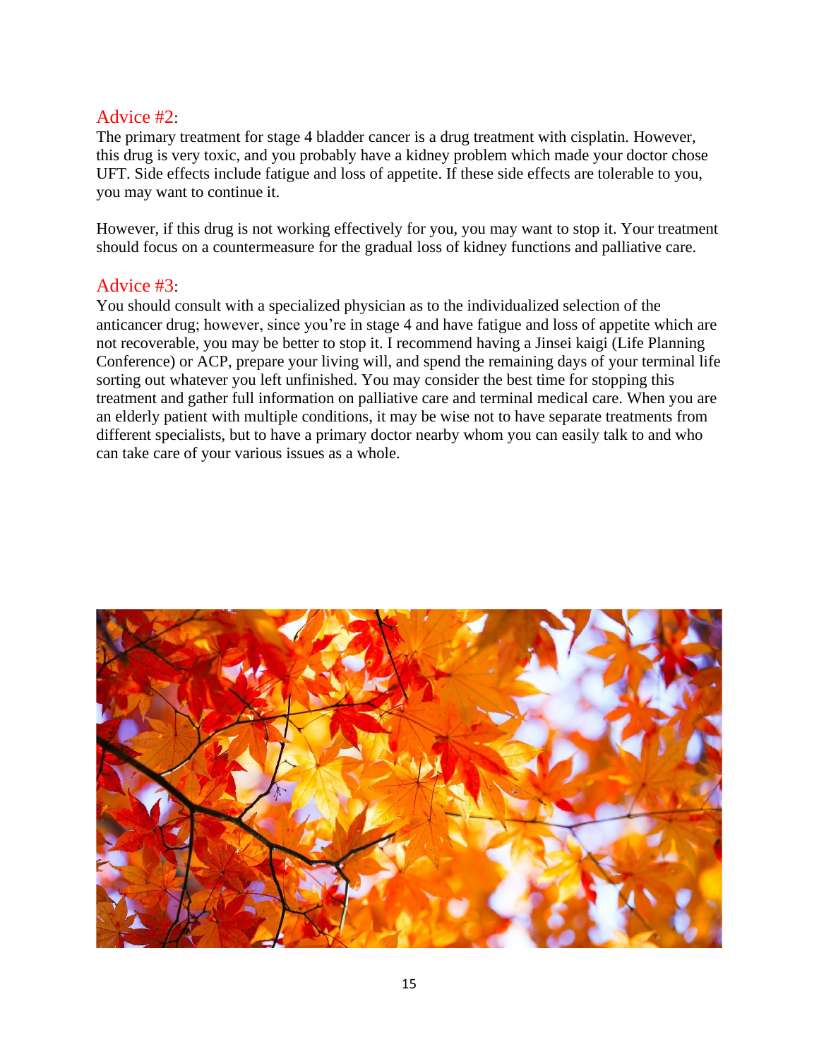## Advice #2:

The primary treatment for stage 4 bladder cancer is a drug treatment with cisplatin. However, this drug is very toxic, and you probably have a kidney problem which made your doctor chose UFT. Side effects include fatigue and loss of appetite. If these side effects are tolerable to you, you may want to continue it.

However, if this drug is not working effectively for you, you may want to stop it. Your treatment should focus on a countermeasure for the gradual loss of kidney functions and palliative care.

## Advice #3:

You should consult with a specialized physician as to the individualized selection of the anticancer drug; however, since you're in stage 4 and have fatigue and loss of appetite which are not recoverable, you may be better to stop it. I recommend having a Jinsei kaigi (Life Planning Conference) or ACP, prepare your living will, and spend the remaining days of your terminal life sorting out whatever you left unfinished. You may consider the best time for stopping this treatment and gather full information on palliative care and terminal medical care. When you are an elderly patient with multiple conditions, it may be wise not to have separate treatments from different specialists, but to have a primary doctor nearby whom you can easily talk to and who can take care of your various issues as a whole.